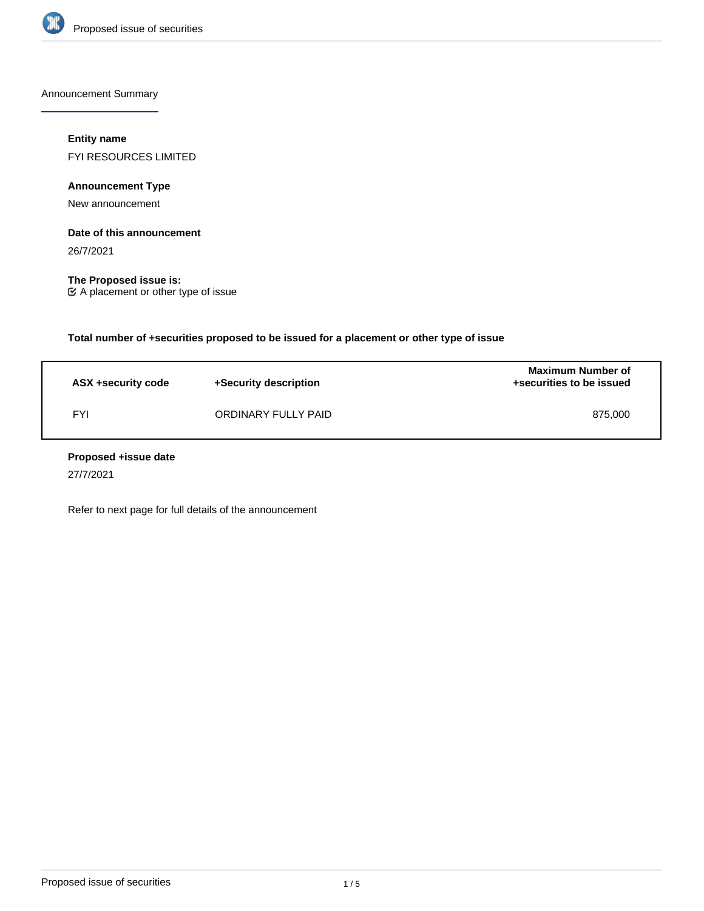Announcement Summary

**Entity name**

FYI RESOURCES LIMITED

**Announcement Type**

New announcement

**Date of this announcement**

26/7/2021

**The Proposed issue is:**

☑ A placement or other type of issue

**Total number of +securities proposed to be issued for a placement or other type of issue**

| ASX +security code | +Security description | Maximum Number of +securities to be issued |
|---|---|---|
| FYI | ORDINARY FULLY PAID | 875,000 |

**Proposed +issue date**

27/7/2021

Refer to next page for full details of the announcement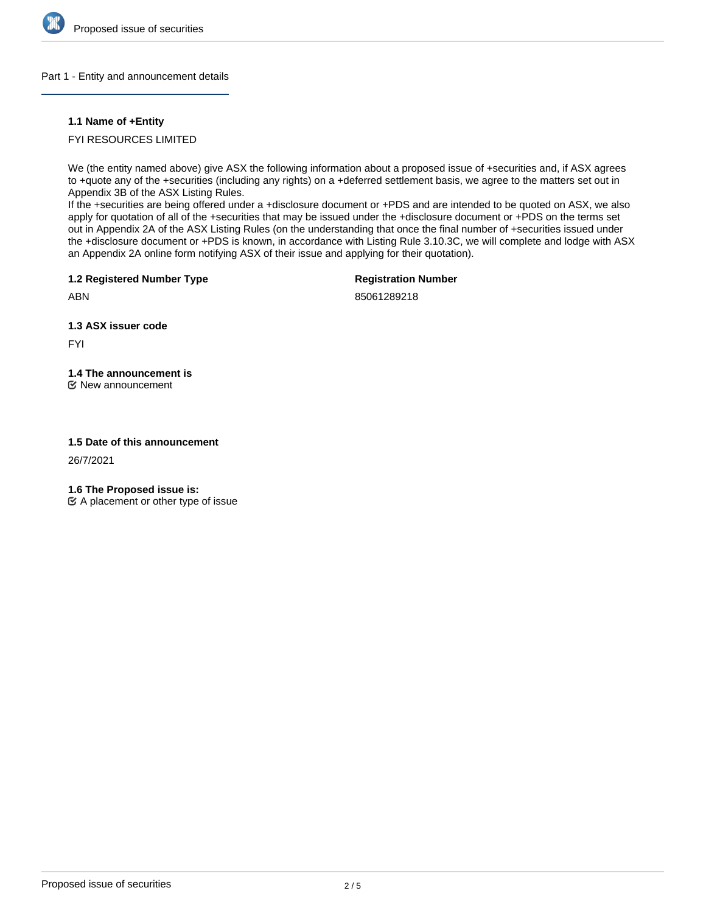## Part 1 - Entity and announcement details

**1.1 Name of +Entity**

FYI RESOURCES LIMITED

We (the entity named above) give ASX the following information about a proposed issue of +securities and, if ASX agrees to +quote any of the +securities (including any rights) on a +deferred settlement basis, we agree to the matters set out in Appendix 3B of the ASX Listing Rules.
If the +securities are being offered under a +disclosure document or +PDS and are intended to be quoted on ASX, we also apply for quotation of all of the +securities that may be issued under the +disclosure document or +PDS on the terms set out in Appendix 2A of the ASX Listing Rules (on the understanding that once the final number of +securities issued under the +disclosure document or +PDS is known, in accordance with Listing Rule 3.10.3C, we will complete and lodge with ASX an Appendix 2A online form notifying ASX of their issue and applying for their quotation).

**1.2 Registered Number Type**

ABN

**Registration Number**

85061289218

**1.3 ASX issuer code**

FYI

**1.4 The announcement is**

☑ New announcement

**1.5 Date of this announcement**

26/7/2021

**1.6 The Proposed issue is:**

☑ A placement or other type of issue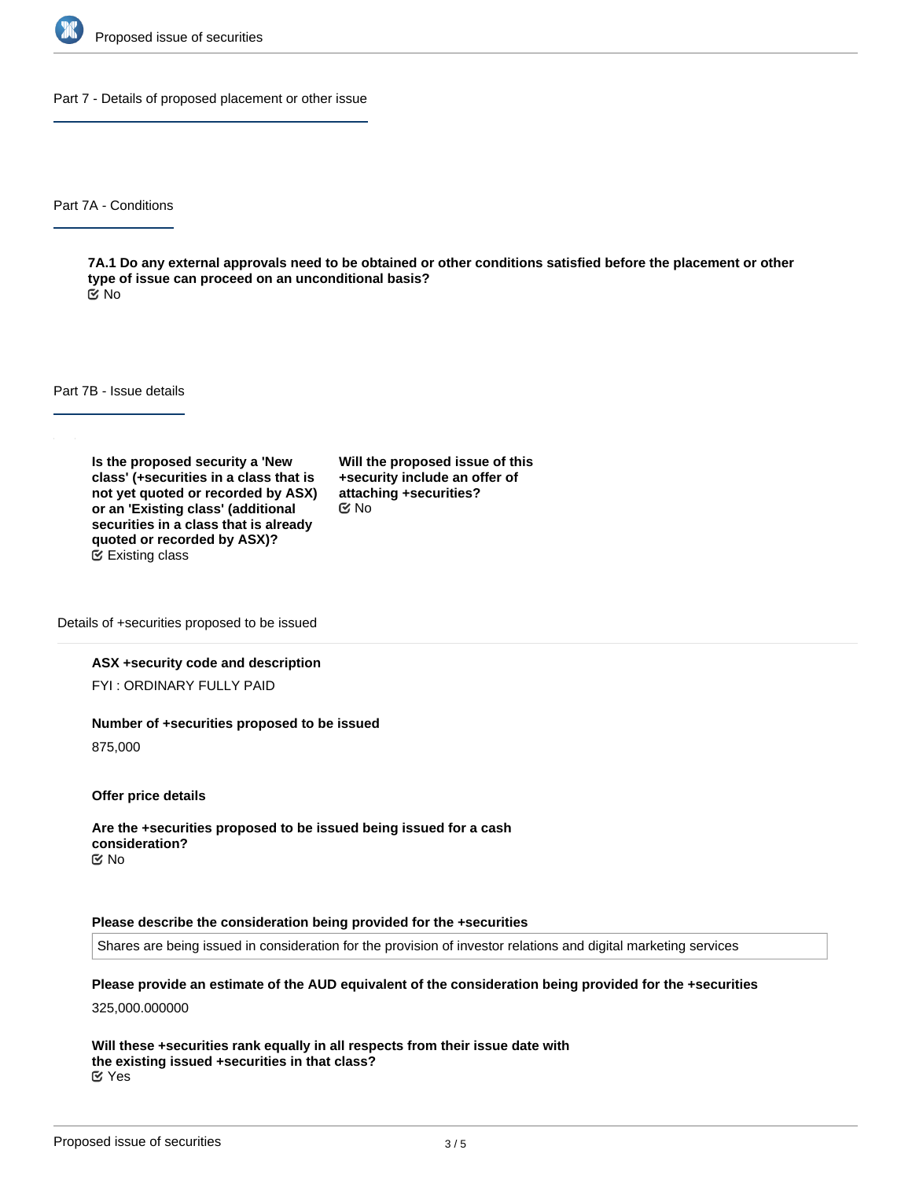## Part 7 - Details of proposed placement or other issue

### Part 7A - Conditions

**7A.1 Do any external approvals need to be obtained or other conditions satisfied before the placement or other type of issue can proceed on an unconditional basis?**
No

### Part 7B - Issue details

**Is the proposed security a 'New class' (+securities in a class that is not yet quoted or recorded by ASX) or an 'Existing class' (additional securities in a class that is already quoted or recorded by ASX)?**
Existing class

**Will the proposed issue of this +security include an offer of attaching +securities?**
No

#### Details of +securities proposed to be issued

**ASX +security code and description**

FYI : ORDINARY FULLY PAID

**Number of +securities proposed to be issued**

875,000

**Offer price details**

**Are the +securities proposed to be issued being issued for a cash consideration?**
No

**Please describe the consideration being provided for the +securities**

Shares are being issued in consideration for the provision of investor relations and digital marketing services

**Please provide an estimate of the AUD equivalent of the consideration being provided for the +securities**

325,000.000000

**Will these +securities rank equally in all respects from their issue date with the existing issued +securities in that class?**
Yes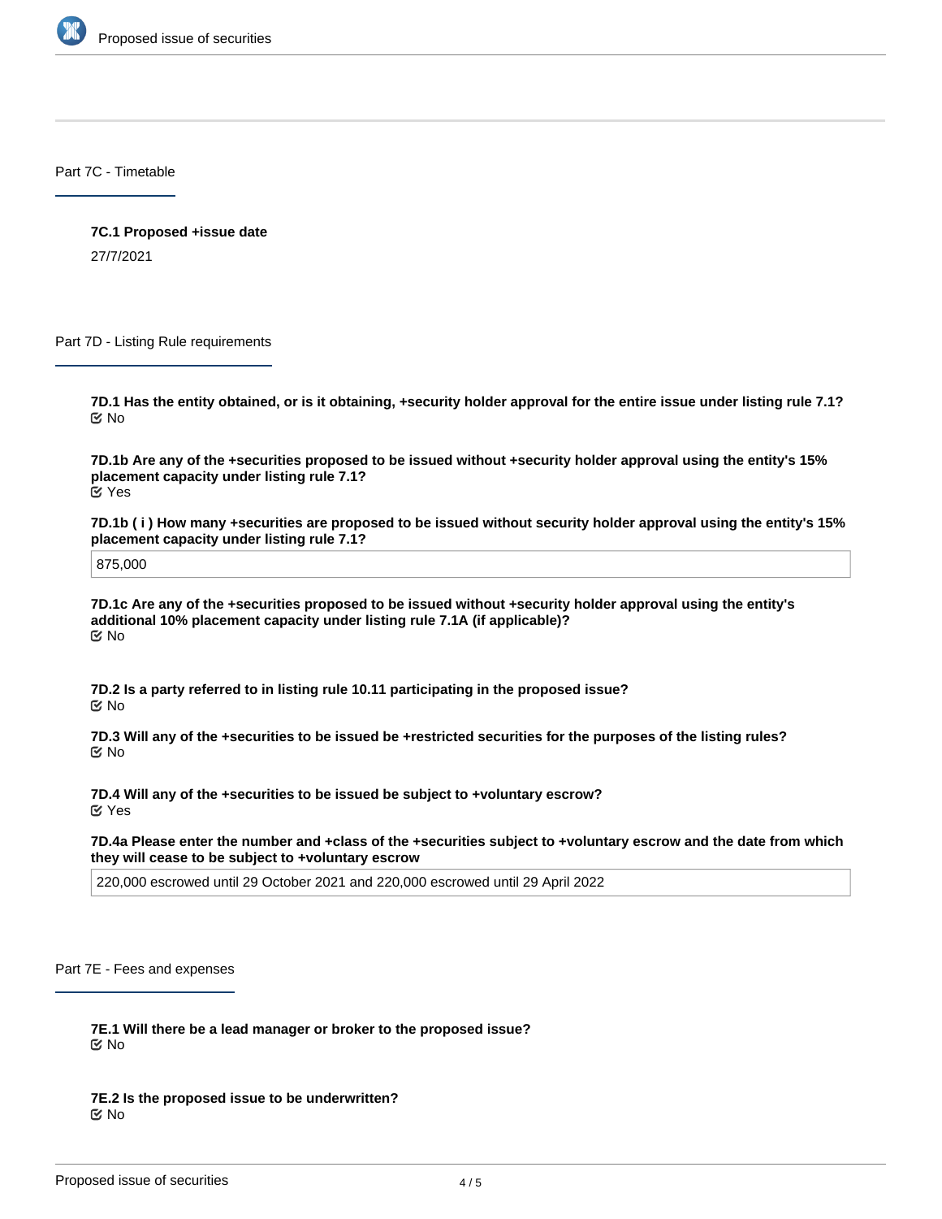## Part 7C - Timetable

**7C.1 Proposed +issue date**

27/7/2021

## Part 7D - Listing Rule requirements

**7D.1 Has the entity obtained, or is it obtaining, +security holder approval for the entire issue under listing rule 7.1?**

No

**7D.1b Are any of the +securities proposed to be issued without +security holder approval using the entity's 15% placement capacity under listing rule 7.1?**

Yes

**7D.1b ( i ) How many +securities are proposed to be issued without security holder approval using the entity's 15% placement capacity under listing rule 7.1?**

875,000

**7D.1c Are any of the +securities proposed to be issued without +security holder approval using the entity's additional 10% placement capacity under listing rule 7.1A (if applicable)?**

No

**7D.2 Is a party referred to in listing rule 10.11 participating in the proposed issue?**

No

**7D.3 Will any of the +securities to be issued be +restricted securities for the purposes of the listing rules?**

No

**7D.4 Will any of the +securities to be issued be subject to +voluntary escrow?**

Yes

**7D.4a Please enter the number and +class of the +securities subject to +voluntary escrow and the date from which they will cease to be subject to +voluntary escrow**

220,000 escrowed until 29 October 2021 and 220,000 escrowed until 29 April 2022

## Part 7E - Fees and expenses

**7E.1 Will there be a lead manager or broker to the proposed issue?**

No

**7E.2 Is the proposed issue to be underwritten?**

No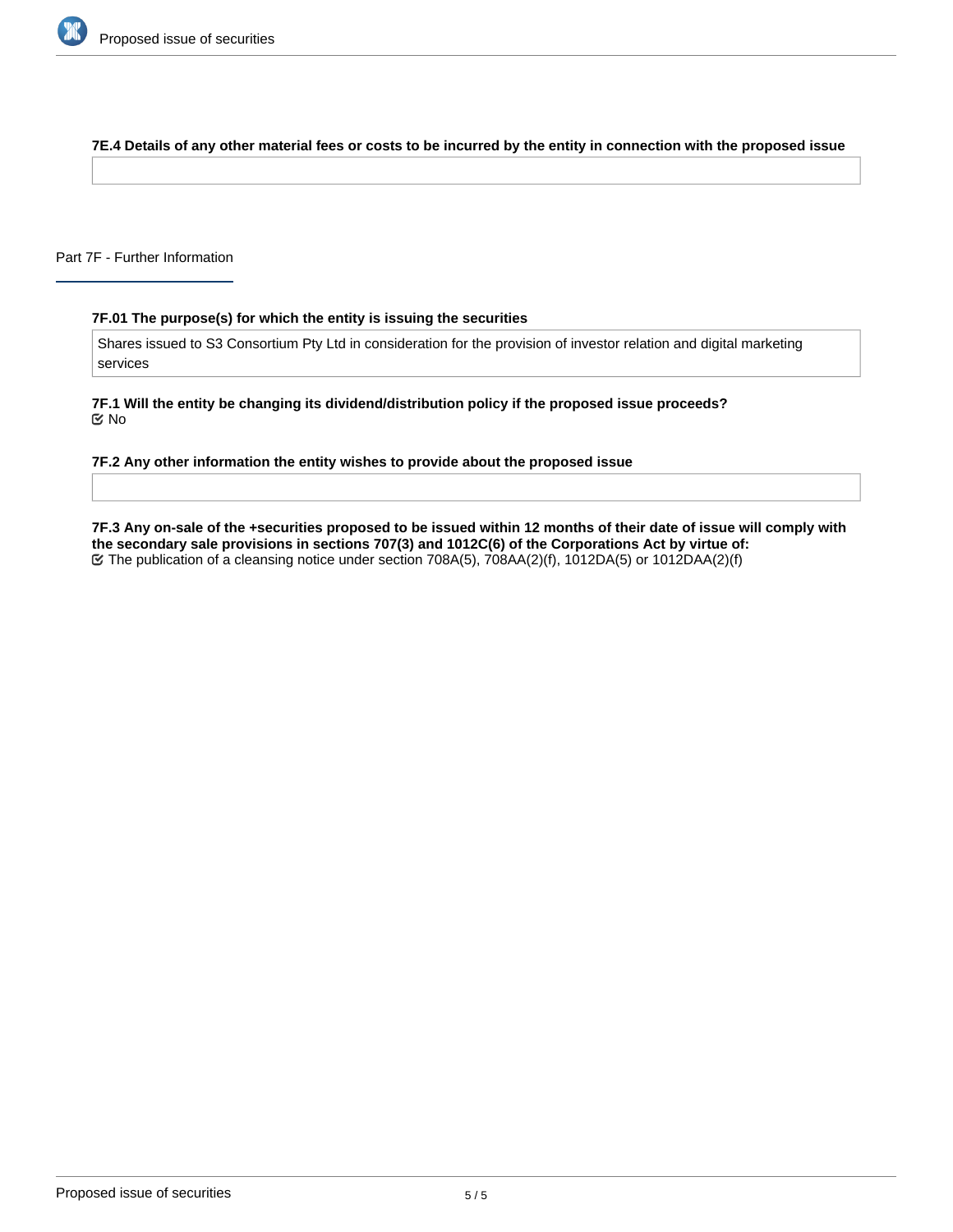**7E.4 Details of any other material fees or costs to be incurred by the entity in connection with the proposed issue**

## Part 7F - Further Information

**7F.01 The purpose(s) for which the entity is issuing the securities**

Shares issued to S3 Consortium Pty Ltd in consideration for the provision of investor relation and digital marketing services

**7F.1 Will the entity be changing its dividend/distribution policy if the proposed issue proceeds?**

☑ No

**7F.2 Any other information the entity wishes to provide about the proposed issue**

**7F.3 Any on-sale of the +securities proposed to be issued within 12 months of their date of issue will comply with the secondary sale provisions in sections 707(3) and 1012C(6) of the Corporations Act by virtue of:**

☑ The publication of a cleansing notice under section 708A(5), 708AA(2)(f), 1012DA(5) or 1012DAA(2)(f)